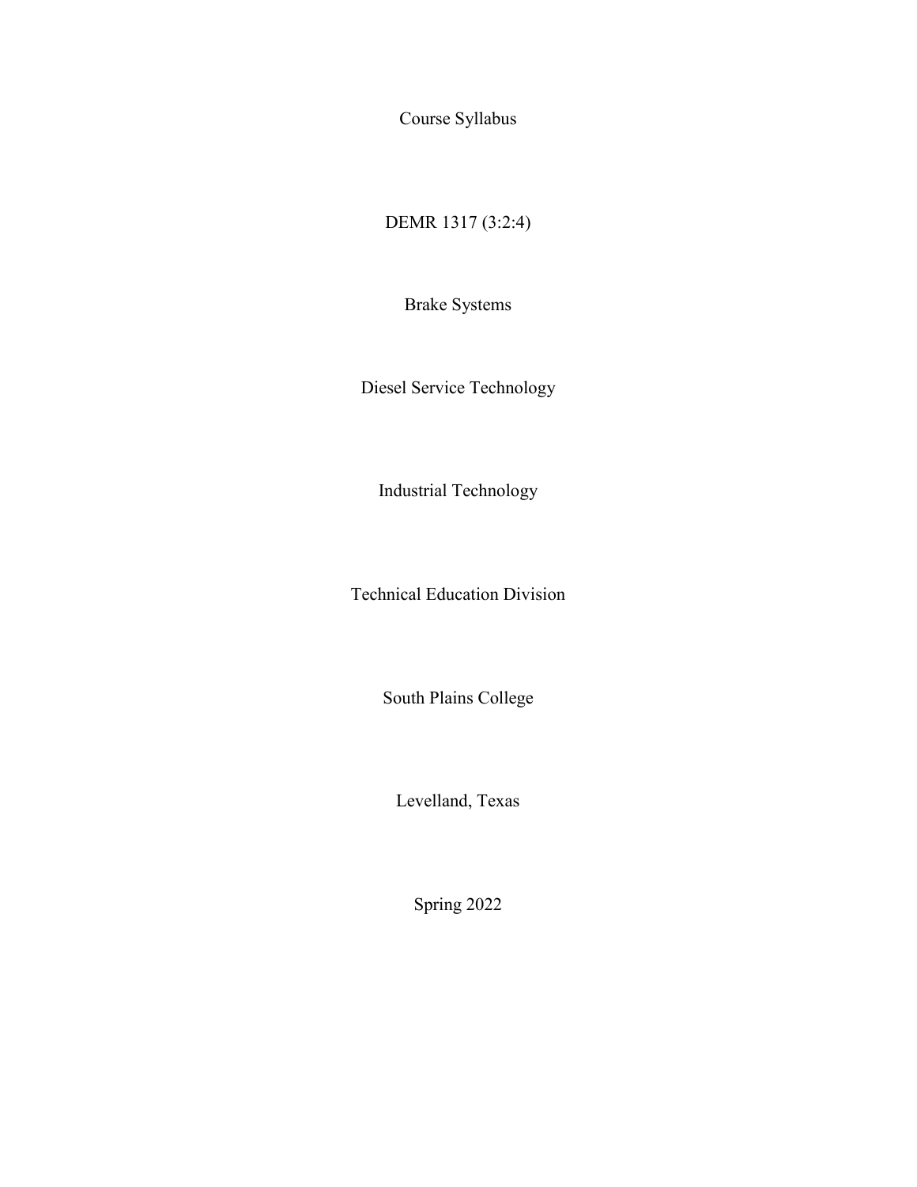Course Syllabus

DEMR 1317 (3:2:4)

Brake Systems

Diesel Service Technology

Industrial Technology

Technical Education Division

South Plains College

Levelland, Texas

Spring 2022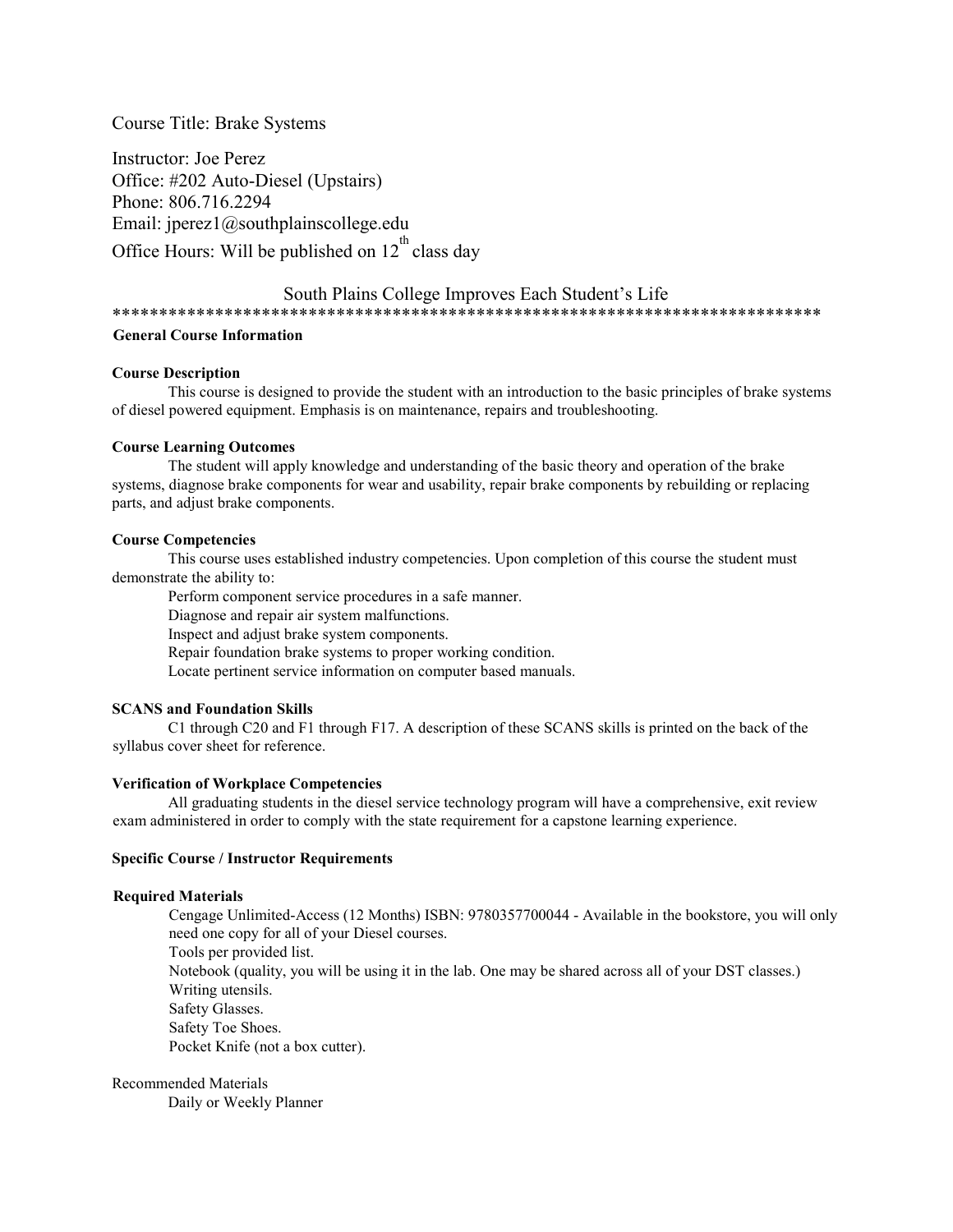Course Title: Brake Systems

Instructor: Joe Perez
Office: #202 Auto-Diesel (Upstairs)
Phone: 806.716.2294
Email: jperez1@southplainscollege.edu
Office Hours: Will be published on 12th class day

South Plains College Improves Each Student's Life

*******************************************************************************

**General Course Information**

**Course Description**

This course is designed to provide the student with an introduction to the basic principles of brake systems of diesel powered equipment. Emphasis is on maintenance, repairs and troubleshooting.

**Course Learning Outcomes**

The student will apply knowledge and understanding of the basic theory and operation of the brake systems, diagnose brake components for wear and usability, repair brake components by rebuilding or replacing parts, and adjust brake components.

**Course Competencies**

This course uses established industry competencies. Upon completion of this course the student must demonstrate the ability to:

Perform component service procedures in a safe manner.
Diagnose and repair air system malfunctions.
Inspect and adjust brake system components.
Repair foundation brake systems to proper working condition.
Locate pertinent service information on computer based manuals.

**SCANS and Foundation Skills**

C1 through C20 and F1 through F17. A description of these SCANS skills is printed on the back of the syllabus cover sheet for reference.

**Verification of Workplace Competencies**

All graduating students in the diesel service technology program will have a comprehensive, exit review exam administered in order to comply with the state requirement for a capstone learning experience.

**Specific Course / Instructor Requirements**

**Required Materials**

Cengage Unlimited-Access (12 Months) ISBN: 9780357700044 - Available in the bookstore, you will only need one copy for all of your Diesel courses.
Tools per provided list.
Notebook (quality, you will be using it in the lab. One may be shared across all of your DST classes.)
Writing utensils.
Safety Glasses.
Safety Toe Shoes.
Pocket Knife (not a box cutter).

Recommended Materials

Daily or Weekly Planner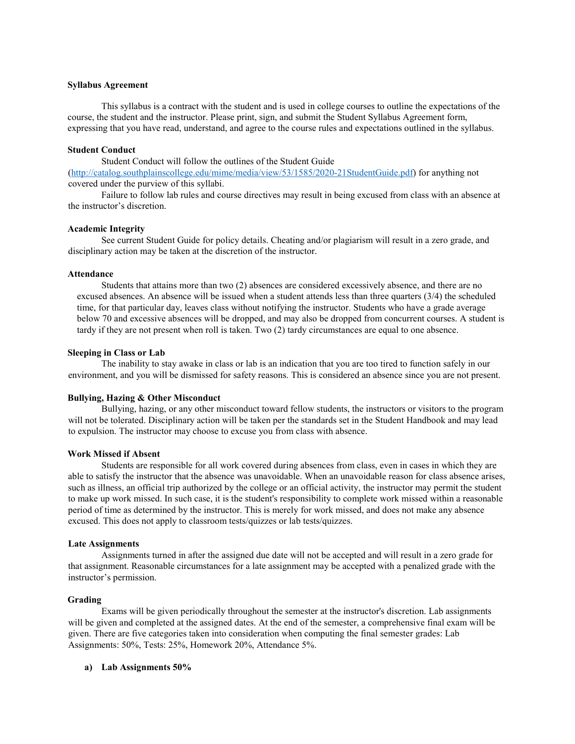**Syllabus Agreement**

This syllabus is a contract with the student and is used in college courses to outline the expectations of the course, the student and the instructor. Please print, sign, and submit the Student Syllabus Agreement form, expressing that you have read, understand, and agree to the course rules and expectations outlined in the syllabus.

**Student Conduct**

Student Conduct will follow the outlines of the Student Guide (http://catalog.southplainscollege.edu/mime/media/view/53/1585/2020-21StudentGuide.pdf) for anything not covered under the purview of this syllabi.

Failure to follow lab rules and course directives may result in being excused from class with an absence at the instructor's discretion.

**Academic Integrity**

See current Student Guide for policy details. Cheating and/or plagiarism will result in a zero grade, and disciplinary action may be taken at the discretion of the instructor.

**Attendance**

Students that attains more than two (2) absences are considered excessively absence, and there are no excused absences. An absence will be issued when a student attends less than three quarters (3/4) the scheduled time, for that particular day, leaves class without notifying the instructor. Students who have a grade average below 70 and excessive absences will be dropped, and may also be dropped from concurrent courses. A student is tardy if they are not present when roll is taken. Two (2) tardy circumstances are equal to one absence.

**Sleeping in Class or Lab**

The inability to stay awake in class or lab is an indication that you are too tired to function safely in our environment, and you will be dismissed for safety reasons. This is considered an absence since you are not present.

**Bullying, Hazing & Other Misconduct**

Bullying, hazing, or any other misconduct toward fellow students, the instructors or visitors to the program will not be tolerated. Disciplinary action will be taken per the standards set in the Student Handbook and may lead to expulsion. The instructor may choose to excuse you from class with absence.

**Work Missed if Absent**

Students are responsible for all work covered during absences from class, even in cases in which they are able to satisfy the instructor that the absence was unavoidable. When an unavoidable reason for class absence arises, such as illness, an official trip authorized by the college or an official activity, the instructor may permit the student to make up work missed. In such case, it is the student's responsibility to complete work missed within a reasonable period of time as determined by the instructor. This is merely for work missed, and does not make any absence excused. This does not apply to classroom tests/quizzes or lab tests/quizzes.

**Late Assignments**

Assignments turned in after the assigned due date will not be accepted and will result in a zero grade for that assignment. Reasonable circumstances for a late assignment may be accepted with a penalized grade with the instructor's permission.

**Grading**

Exams will be given periodically throughout the semester at the instructor's discretion. Lab assignments will be given and completed at the assigned dates. At the end of the semester, a comprehensive final exam will be given. There are five categories taken into consideration when computing the final semester grades: Lab Assignments: 50%, Tests: 25%, Homework 20%, Attendance 5%.

**a) Lab Assignments 50%**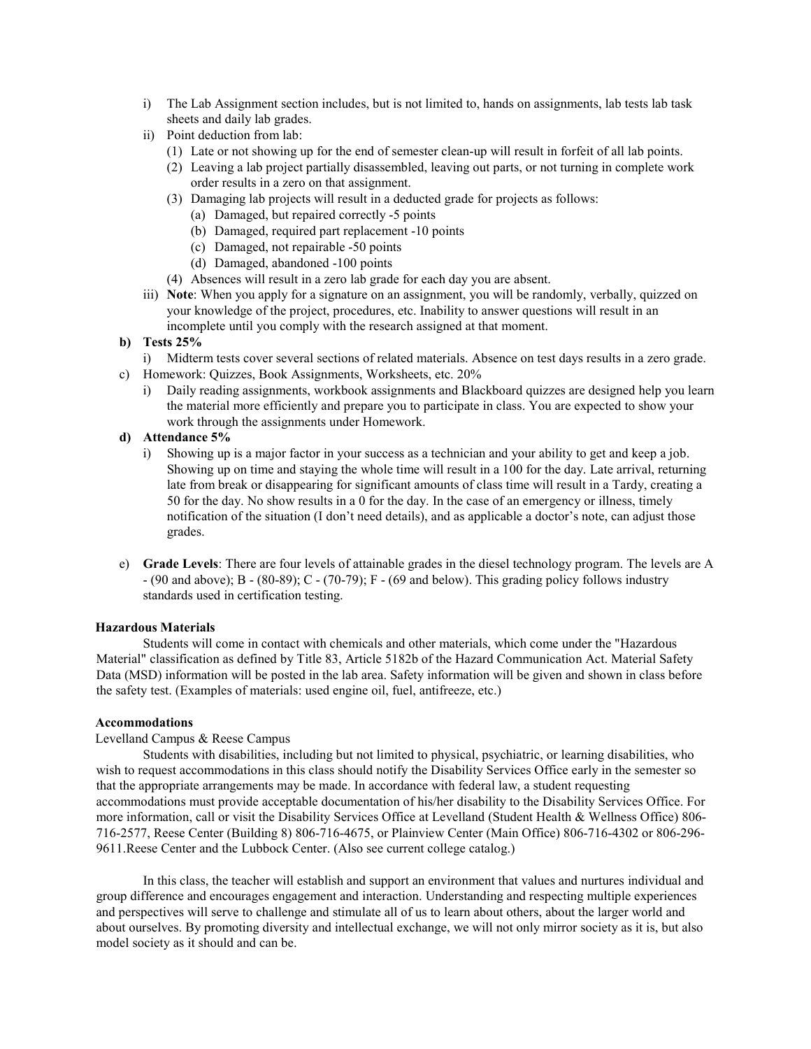i) The Lab Assignment section includes, but is not limited to, hands on assignments, lab tests lab task sheets and daily lab grades.

ii) Point deduction from lab:

(1) Late or not showing up for the end of semester clean-up will result in forfeit of all lab points.

(2) Leaving a lab project partially disassembled, leaving out parts, or not turning in complete work order results in a zero on that assignment.

(3) Damaging lab projects will result in a deducted grade for projects as follows:

(a) Damaged, but repaired correctly -5 points

(b) Damaged, required part replacement -10 points

(c) Damaged, not repairable -50 points

(d) Damaged, abandoned -100 points

(4) Absences will result in a zero lab grade for each day you are absent.

iii) **Note**: When you apply for a signature on an assignment, you will be randomly, verbally, quizzed on your knowledge of the project, procedures, etc. Inability to answer questions will result in an incomplete until you comply with the research assigned at that moment.

**b) Tests 25%**

i) Midterm tests cover several sections of related materials. Absence on test days results in a zero grade.

c) Homework: Quizzes, Book Assignments, Worksheets, etc. 20%

i) Daily reading assignments, workbook assignments and Blackboard quizzes are designed help you learn the material more efficiently and prepare you to participate in class. You are expected to show your work through the assignments under Homework.

**d) Attendance 5%**

i) Showing up is a major factor in your success as a technician and your ability to get and keep a job. Showing up on time and staying the whole time will result in a 100 for the day. Late arrival, returning late from break or disappearing for significant amounts of class time will result in a Tardy, creating a 50 for the day. No show results in a 0 for the day. In the case of an emergency or illness, timely notification of the situation (I don't need details), and as applicable a doctor's note, can adjust those grades.

e) **Grade Levels**: There are four levels of attainable grades in the diesel technology program. The levels are A - (90 and above); B - (80-89); C - (70-79); F - (69 and below). This grading policy follows industry standards used in certification testing.

**Hazardous Materials**

Students will come in contact with chemicals and other materials, which come under the "Hazardous Material" classification as defined by Title 83, Article 5182b of the Hazard Communication Act. Material Safety Data (MSD) information will be posted in the lab area. Safety information will be given and shown in class before the safety test. (Examples of materials: used engine oil, fuel, antifreeze, etc.)

**Accommodations**

Levelland Campus & Reese Campus

Students with disabilities, including but not limited to physical, psychiatric, or learning disabilities, who wish to request accommodations in this class should notify the Disability Services Office early in the semester so that the appropriate arrangements may be made. In accordance with federal law, a student requesting accommodations must provide acceptable documentation of his/her disability to the Disability Services Office. For more information, call or visit the Disability Services Office at Levelland (Student Health & Wellness Office) 806-716-2577, Reese Center (Building 8) 806-716-4675, or Plainview Center (Main Office) 806-716-4302 or 806-296-9611.Reese Center and the Lubbock Center. (Also see current college catalog.)

In this class, the teacher will establish and support an environment that values and nurtures individual and group difference and encourages engagement and interaction. Understanding and respecting multiple experiences and perspectives will serve to challenge and stimulate all of us to learn about others, about the larger world and about ourselves. By promoting diversity and intellectual exchange, we will not only mirror society as it is, but also model society as it should and can be.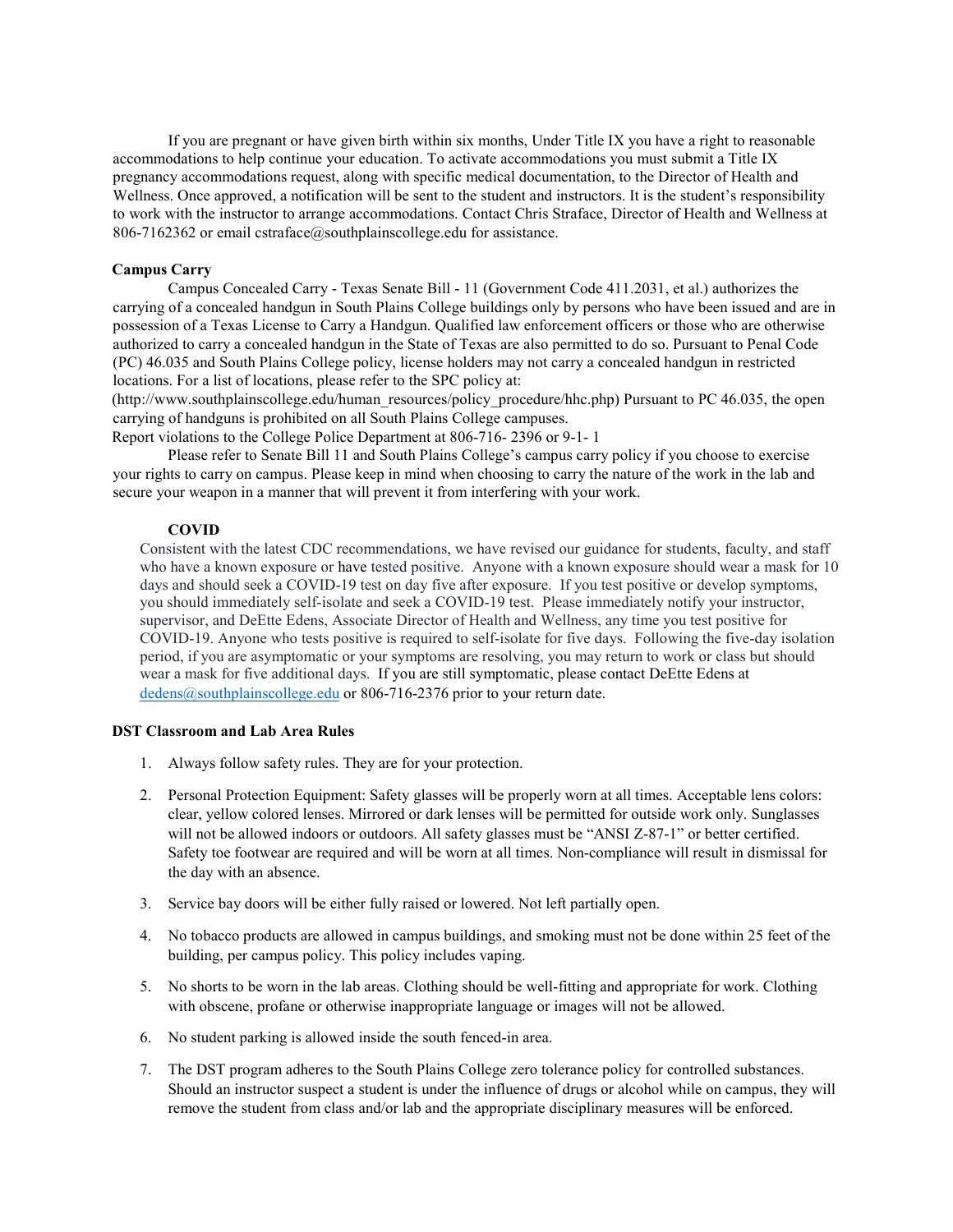If you are pregnant or have given birth within six months, Under Title IX you have a right to reasonable accommodations to help continue your education. To activate accommodations you must submit a Title IX pregnancy accommodations request, along with specific medical documentation, to the Director of Health and Wellness. Once approved, a notification will be sent to the student and instructors. It is the student's responsibility to work with the instructor to arrange accommodations. Contact Chris Straface, Director of Health and Wellness at 806-7162362 or email cstraface@southplainscollege.edu for assistance.

**Campus Carry**

Campus Concealed Carry - Texas Senate Bill - 11 (Government Code 411.2031, et al.) authorizes the carrying of a concealed handgun in South Plains College buildings only by persons who have been issued and are in possession of a Texas License to Carry a Handgun. Qualified law enforcement officers or those who are otherwise authorized to carry a concealed handgun in the State of Texas are also permitted to do so. Pursuant to Penal Code (PC) 46.035 and South Plains College policy, license holders may not carry a concealed handgun in restricted locations. For a list of locations, please refer to the SPC policy at: (http://www.southplainscollege.edu/human_resources/policy_procedure/hhc.php) Pursuant to PC 46.035, the open carrying of handguns is prohibited on all South Plains College campuses.
Report violations to the College Police Department at 806-716- 2396 or 9-1- 1

Please refer to Senate Bill 11 and South Plains College's campus carry policy if you choose to exercise your rights to carry on campus. Please keep in mind when choosing to carry the nature of the work in the lab and secure your weapon in a manner that will prevent it from interfering with your work.

**COVID**

Consistent with the latest CDC recommendations, we have revised our guidance for students, faculty, and staff who have a known exposure or have tested positive. Anyone with a known exposure should wear a mask for 10 days and should seek a COVID-19 test on day five after exposure. If you test positive or develop symptoms, you should immediately self-isolate and seek a COVID-19 test. Please immediately notify your instructor, supervisor, and DeEtte Edens, Associate Director of Health and Wellness, any time you test positive for COVID-19. Anyone who tests positive is required to self-isolate for five days. Following the five-day isolation period, if you are asymptomatic or your symptoms are resolving, you may return to work or class but should wear a mask for five additional days. If you are still symptomatic, please contact DeEtte Edens at dedens@southplainscollege.edu or 806-716-2376 prior to your return date.

**DST Classroom and Lab Area Rules**

1. Always follow safety rules. They are for your protection.
2. Personal Protection Equipment: Safety glasses will be properly worn at all times. Acceptable lens colors: clear, yellow colored lenses. Mirrored or dark lenses will be permitted for outside work only. Sunglasses will not be allowed indoors or outdoors. All safety glasses must be "ANSI Z-87-1" or better certified. Safety toe footwear are required and will be worn at all times. Non-compliance will result in dismissal for the day with an absence.
3. Service bay doors will be either fully raised or lowered. Not left partially open.
4. No tobacco products are allowed in campus buildings, and smoking must not be done within 25 feet of the building, per campus policy. This policy includes vaping.
5. No shorts to be worn in the lab areas. Clothing should be well-fitting and appropriate for work. Clothing with obscene, profane or otherwise inappropriate language or images will not be allowed.
6. No student parking is allowed inside the south fenced-in area.
7. The DST program adheres to the South Plains College zero tolerance policy for controlled substances. Should an instructor suspect a student is under the influence of drugs or alcohol while on campus, they will remove the student from class and/or lab and the appropriate disciplinary measures will be enforced.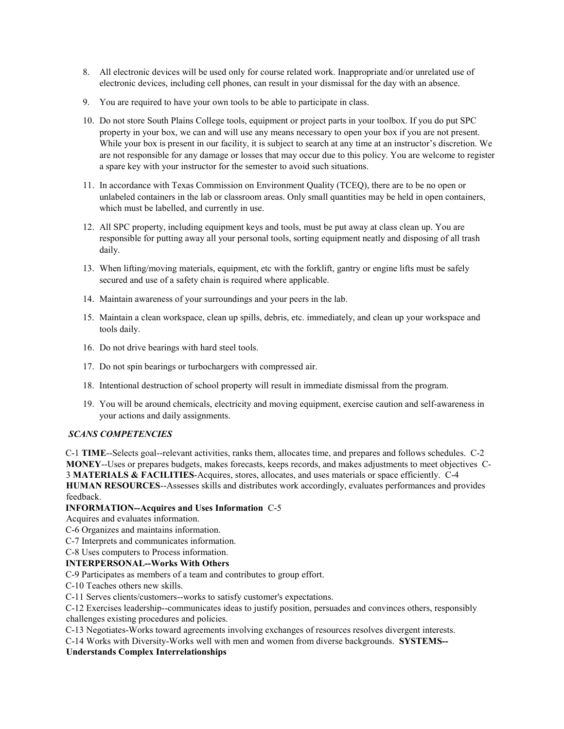8. All electronic devices will be used only for course related work. Inappropriate and/or unrelated use of electronic devices, including cell phones, can result in your dismissal for the day with an absence.

9. You are required to have your own tools to be able to participate in class.

10. Do not store South Plains College tools, equipment or project parts in your toolbox. If you do put SPC property in your box, we can and will use any means necessary to open your box if you are not present. While your box is present in our facility, it is subject to search at any time at an instructor's discretion. We are not responsible for any damage or losses that may occur due to this policy. You are welcome to register a spare key with your instructor for the semester to avoid such situations.

11. In accordance with Texas Commission on Environment Quality (TCEQ), there are to be no open or unlabeled containers in the lab or classroom areas. Only small quantities may be held in open containers, which must be labelled, and currently in use.

12. All SPC property, including equipment keys and tools, must be put away at class clean up. You are responsible for putting away all your personal tools, sorting equipment neatly and disposing of all trash daily.

13. When lifting/moving materials, equipment, etc with the forklift, gantry or engine lifts must be safely secured and use of a safety chain is required where applicable.

14. Maintain awareness of your surroundings and your peers in the lab.

15. Maintain a clean workspace, clean up spills, debris, etc. immediately, and clean up your workspace and tools daily.

16. Do not drive bearings with hard steel tools.

17. Do not spin bearings or turbochargers with compressed air.

18. Intentional destruction of school property will result in immediate dismissal from the program.

19. You will be around chemicals, electricity and moving equipment, exercise caution and self-awareness in your actions and daily assignments.

***SCANS COMPETENCIES***

C-1 **TIME**--Selects goal--relevant activities, ranks them, allocates time, and prepares and follows schedules. C-2 **MONEY**--Uses or prepares budgets, makes forecasts, keeps records, and makes adjustments to meet objectives C-3 **MATERIALS & FACILITIES**-Acquires, stores, allocates, and uses materials or space efficiently. C-4 **HUMAN RESOURCES**--Assesses skills and distributes work accordingly, evaluates performances and provides feedback.

**INFORMATION--Acquires and Uses Information** C-5

Acquires and evaluates information.

C-6 Organizes and maintains information.

C-7 Interprets and communicates information.

C-8 Uses computers to Process information.

**INTERPERSONAL--Works With Others**

C-9 Participates as members of a team and contributes to group effort.

C-10 Teaches others new skills.

C-11 Serves clients/customers--works to satisfy customer's expectations.

C-12 Exercises leadership--communicates ideas to justify position, persuades and convinces others, responsibly challenges existing procedures and policies.

C-13 Negotiates-Works toward agreements involving exchanges of resources resolves divergent interests.

C-14 Works with Diversity-Works well with men and women from diverse backgrounds. **SYSTEMS--Understands Complex Interrelationships**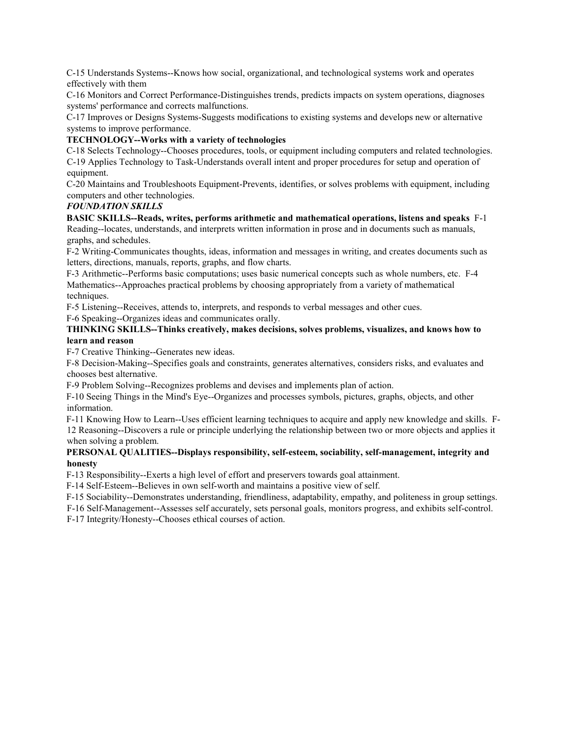C-15 Understands Systems--Knows how social, organizational, and technological systems work and operates effectively with them

C-16 Monitors and Correct Performance-Distinguishes trends, predicts impacts on system operations, diagnoses systems' performance and corrects malfunctions.

C-17 Improves or Designs Systems-Suggests modifications to existing systems and develops new or alternative systems to improve performance.

**TECHNOLOGY--Works with a variety of technologies**

C-18 Selects Technology--Chooses procedures, tools, or equipment including computers and related technologies.

C-19 Applies Technology to Task-Understands overall intent and proper procedures for setup and operation of equipment.

C-20 Maintains and Troubleshoots Equipment-Prevents, identifies, or solves problems with equipment, including computers and other technologies.

***FOUNDATION SKILLS***

**BASIC SKILLS--Reads, writes, performs arithmetic and mathematical operations, listens and speaks**

F-1 Reading--locates, understands, and interprets written information in prose and in documents such as manuals, graphs, and schedules.

F-2 Writing-Communicates thoughts, ideas, information and messages in writing, and creates documents such as letters, directions, manuals, reports, graphs, and flow charts.

F-3 Arithmetic--Performs basic computations; uses basic numerical concepts such as whole numbers, etc.

F-4 Mathematics--Approaches practical problems by choosing appropriately from a variety of mathematical techniques.

F-5 Listening--Receives, attends to, interprets, and responds to verbal messages and other cues.

F-6 Speaking--Organizes ideas and communicates orally.

**THINKING SKILLS--Thinks creatively, makes decisions, solves problems, visualizes, and knows how to learn and reason**

F-7 Creative Thinking--Generates new ideas.

F-8 Decision-Making--Specifies goals and constraints, generates alternatives, considers risks, and evaluates and chooses best alternative.

F-9 Problem Solving--Recognizes problems and devises and implements plan of action.

F-10 Seeing Things in the Mind's Eye--Organizes and processes symbols, pictures, graphs, objects, and other information.

F-11 Knowing How to Learn--Uses efficient learning techniques to acquire and apply new knowledge and skills.

F-12 Reasoning--Discovers a rule or principle underlying the relationship between two or more objects and applies it when solving a problem.

**PERSONAL QUALITIES--Displays responsibility, self-esteem, sociability, self-management, integrity and honesty**

F-13 Responsibility--Exerts a high level of effort and preservers towards goal attainment.

F-14 Self-Esteem--Believes in own self-worth and maintains a positive view of self.

F-15 Sociability--Demonstrates understanding, friendliness, adaptability, empathy, and politeness in group settings.

F-16 Self-Management--Assesses self accurately, sets personal goals, monitors progress, and exhibits self-control.

F-17 Integrity/Honesty--Chooses ethical courses of action.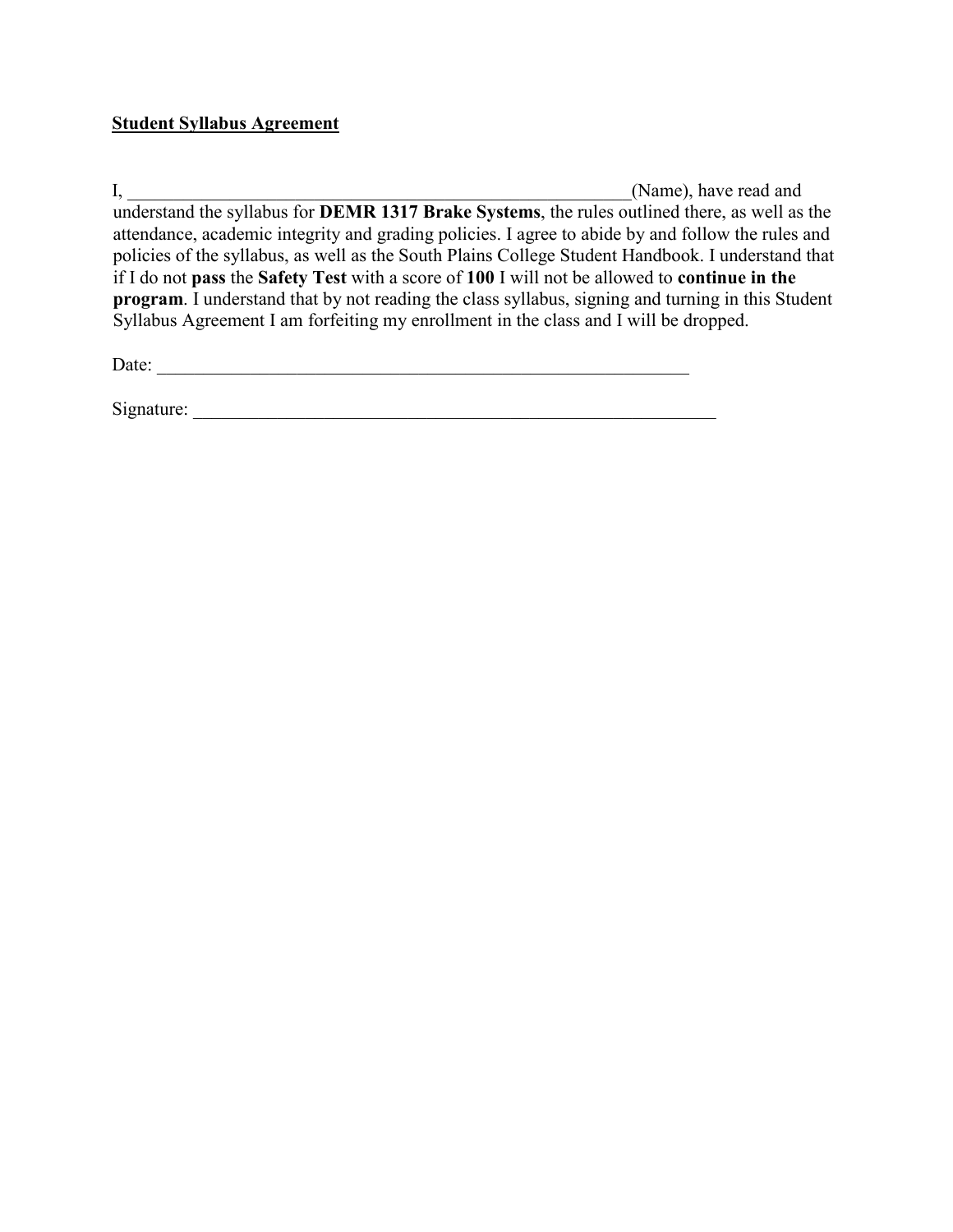**<u>Student Syllabus Agreement</u>**

I, ___________________________________________________________(Name), have read and understand the syllabus for **DEMR 1317 Brake Systems**, the rules outlined there, as well as the attendance, academic integrity and grading policies. I agree to abide by and follow the rules and policies of the syllabus, as well as the South Plains College Student Handbook. I understand that if I do not **pass** the **Safety Test** with a score of **100** I will not be allowed to **continue in the program**. I understand that by not reading the class syllabus, signing and turning in this Student Syllabus Agreement I am forfeiting my enrollment in the class and I will be dropped.

Date: _____________________________________________________________

Signature: ___________________________________________________________